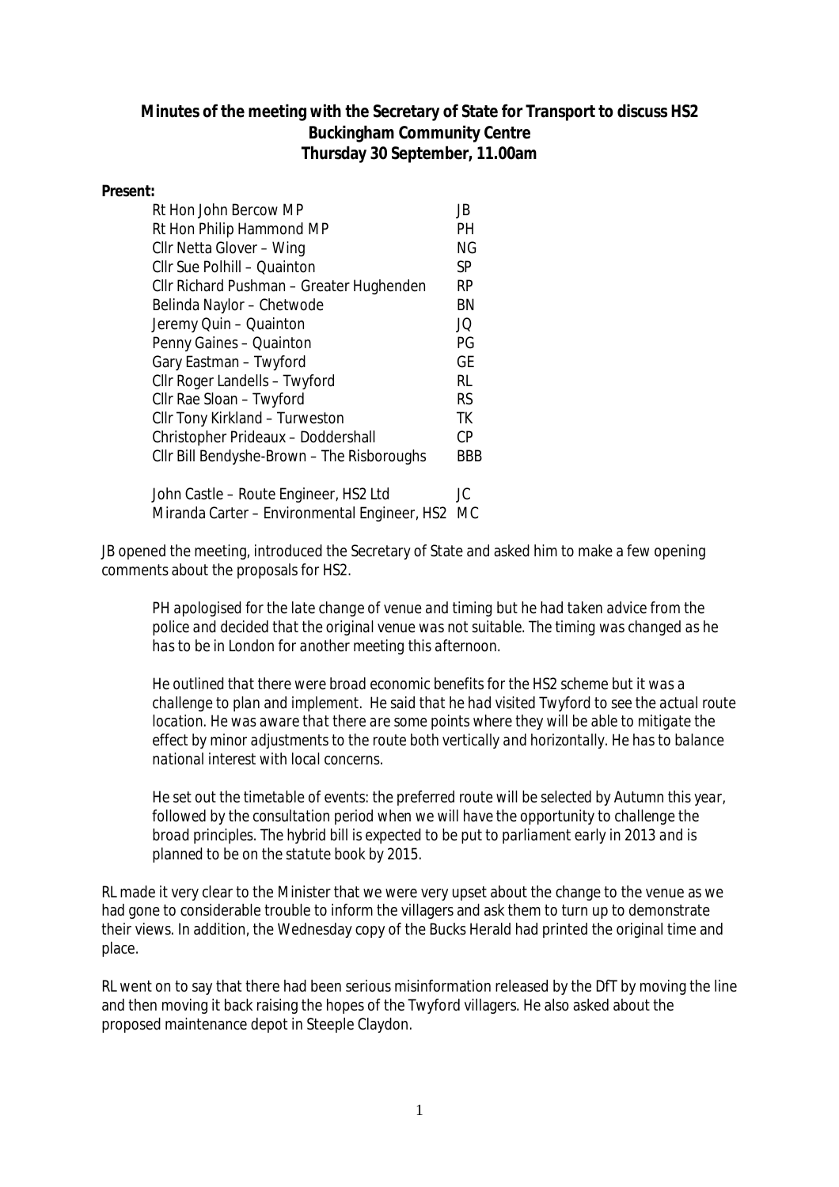**Minutes of the meeting with the Secretary of State for Transport to discuss HS2**
**Buckingham Community Centre**
**Thursday 30 September, 11.00am**

**Present:**

| | |
|---|---|
| Rt Hon John Bercow MP | JB |
| Rt Hon Philip Hammond MP | PH |
| Cllr Netta Glover – Wing | NG |
| Cllr Sue Polhill – Quainton | SP |
| Cllr Richard Pushman – Greater Hughenden | RP |
| Belinda Naylor – Chetwode | BN |
| Jeremy Quin – Quainton | JQ |
| Penny Gaines – Quainton | PG |
| Gary Eastman – Twyford | GE |
| Cllr Roger Landells – Twyford | RL |
| Cllr Rae Sloan – Twyford | RS |
| Cllr Tony Kirkland – Turweston | TK |
| Christopher Prideaux – Doddershall | CP |
| Cllr Bill Bendyshe-Brown – The Risboroughs | BBB |
| | |
| John Castle – Route Engineer, HS2 Ltd | JC |
| Miranda Carter – Environmental Engineer, HS2 | MC |

JB opened the meeting, introduced the Secretary of State and asked him to make a few opening comments about the proposals for HS2.

> *PH apologised for the late change of venue and timing but he had taken advice from the police and decided that the original venue was not suitable. The timing was changed as he has to be in London for another meeting this afternoon.*
>
> *He outlined that there were broad economic benefits for the HS2 scheme but it was a challenge to plan and implement. He said that he had visited Twyford to see the actual route location. He was aware that there are some points where they will be able to mitigate the effect by minor adjustments to the route both vertically and horizontally. He has to balance national interest with local concerns.*
>
> *He set out the timetable of events: the preferred route will be selected by Autumn this year, followed by the consultation period when we will have the opportunity to challenge the broad principles. The hybrid bill is expected to be put to parliament early in 2013 and is planned to be on the statute book by 2015.*

RL made it very clear to the Minister that we were very upset about the change to the venue as we had gone to considerable trouble to inform the villagers and ask them to turn up to demonstrate their views. In addition, the Wednesday copy of the Bucks Herald had printed the original time and place.

RL went on to say that there had been serious misinformation released by the DfT by moving the line and then moving it back raising the hopes of the Twyford villagers. He also asked about the proposed maintenance depot in Steeple Claydon.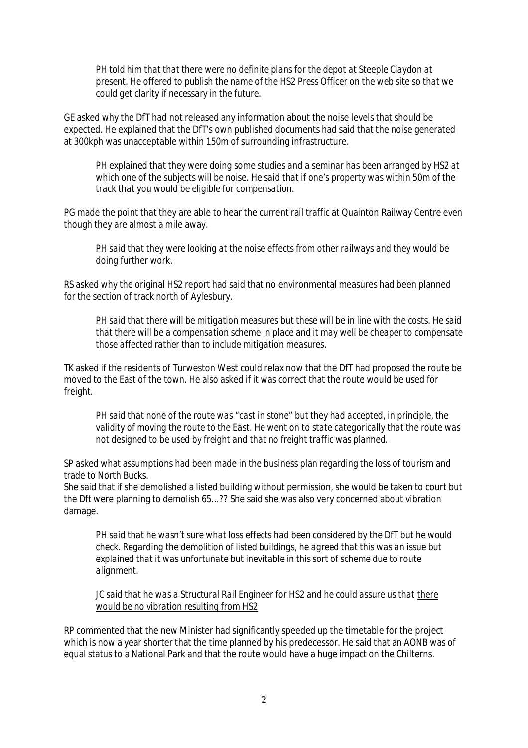*PH told him that that there were no definite plans for the depot at Steeple Claydon at present. He offered to publish the name of the HS2 Press Officer on the web site so that we could get clarity if necessary in the future.*

GE asked why the DfT had not released any information about the noise levels that should be expected. He explained that the DfT's own published documents had said that the noise generated at 300kph was unacceptable within 150m of surrounding infrastructure.

*PH explained that they were doing some studies and a seminar has been arranged by HS2 at which one of the subjects will be noise. He said that if one's property was within 50m of the track that you would be eligible for compensation.*

PG made the point that they are able to hear the current rail traffic at Quainton Railway Centre even though they are almost a mile away.

*PH said that they were looking at the noise effects from other railways and they would be doing further work.*

RS asked why the original HS2 report had said that no environmental measures had been planned for the section of track north of Aylesbury.

*PH said that there will be mitigation measures but these will be in line with the costs. He said that there will be a compensation scheme in place and it may well be cheaper to compensate those affected rather than to include mitigation measures.*

TK asked if the residents of Turweston West could relax now that the DfT had proposed the route be moved to the East of the town. He also asked if it was correct that the route would be used for freight.

*PH said that none of the route was "cast in stone" but they had accepted, in principle, the validity of moving the route to the East. He went on to state categorically that the route was not designed to be used by freight and that no freight traffic was planned.*

SP asked what assumptions had been made in the business plan regarding the loss of tourism and trade to North Bucks.
She said that if she demolished a listed building without permission, she would be taken to court but the Dft were planning to demolish 65…?? She said she was also very concerned about vibration damage.

*PH said that he wasn't sure what loss effects had been considered by the DfT but he would check. Regarding the demolition of listed buildings, he agreed that this was an issue but explained that it was unfortunate but inevitable in this sort of scheme due to route alignment.*

*JC said that he was a Structural Rail Engineer for HS2 and he could assure us that <u>there would be no vibration resulting from HS2</u>*

RP commented that the new Minister had significantly speeded up the timetable for the project which is now a year shorter that the time planned by his predecessor. He said that an AONB was of equal status to a National Park and that the route would have a huge impact on the Chilterns.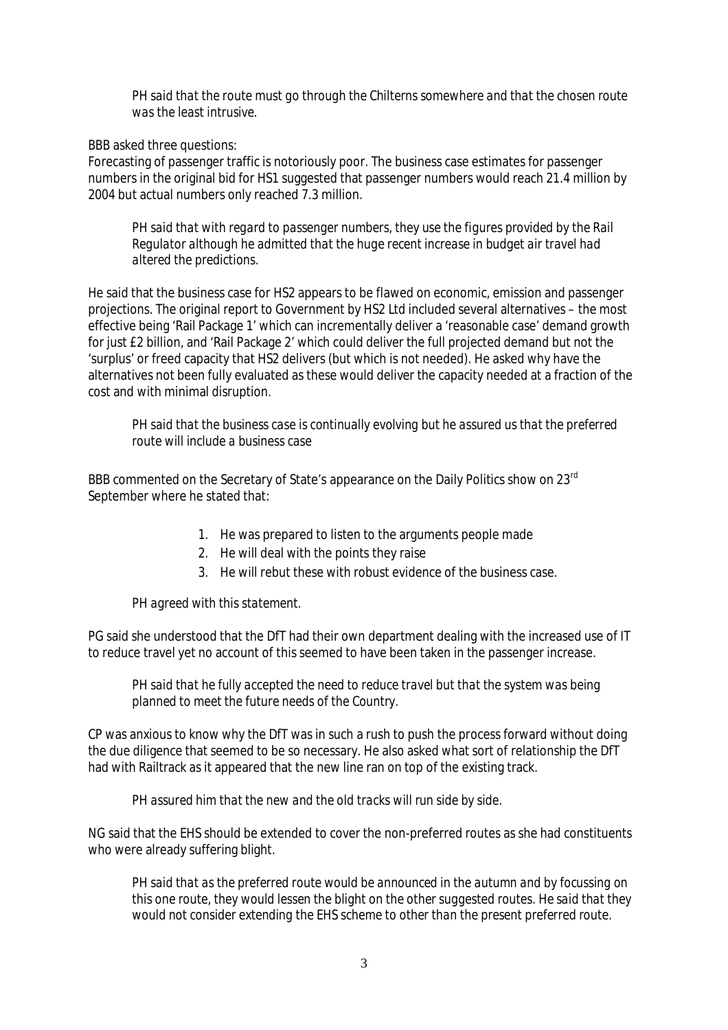*PH said that the route must go through the Chilterns somewhere and that the chosen route was the least intrusive.*

BBB asked three questions:
Forecasting of passenger traffic is notoriously poor. The business case estimates for passenger numbers in the original bid for HS1 suggested that passenger numbers would reach 21.4 million by 2004 but actual numbers only reached 7.3 million.

*PH said that with regard to passenger numbers, they use the figures provided by the Rail Regulator although he admitted that the huge recent increase in budget air travel had altered the predictions.*

He said that the business case for HS2 appears to be flawed on economic, emission and passenger projections. The original report to Government by HS2 Ltd included several alternatives – the most effective being 'Rail Package 1' which can incrementally deliver a 'reasonable case' demand growth for just £2 billion, and 'Rail Package 2' which could deliver the full projected demand but not the 'surplus' or freed capacity that HS2 delivers (but which is not needed). He asked why have the alternatives not been fully evaluated as these would deliver the capacity needed at a fraction of the cost and with minimal disruption.

*PH said that the business case is continually evolving but he assured us that the preferred route will include a business case*

BBB commented on the Secretary of State's appearance on the Daily Politics show on 23rd September where he stated that:

1. He was prepared to listen to the arguments people made
2. He will deal with the points they raise
3. He will rebut these with robust evidence of the business case.

*PH agreed with this statement.*

PG said she understood that the DfT had their own department dealing with the increased use of IT to reduce travel yet no account of this seemed to have been taken in the passenger increase.

*PH said that he fully accepted the need to reduce travel but that the system was being planned to meet the future needs of the Country.*

CP was anxious to know why the DfT was in such a rush to push the process forward without doing the due diligence that seemed to be so necessary. He also asked what sort of relationship the DfT had with Railtrack as it appeared that the new line ran on top of the existing track.

*PH assured him that the new and the old tracks will run side by side.*

NG said that the EHS should be extended to cover the non-preferred routes as she had constituents who were already suffering blight.

*PH said that as the preferred route would be announced in the autumn and by focussing on this one route, they would lessen the blight on the other suggested routes. He said that they would not consider extending the EHS scheme to other than the present preferred route.*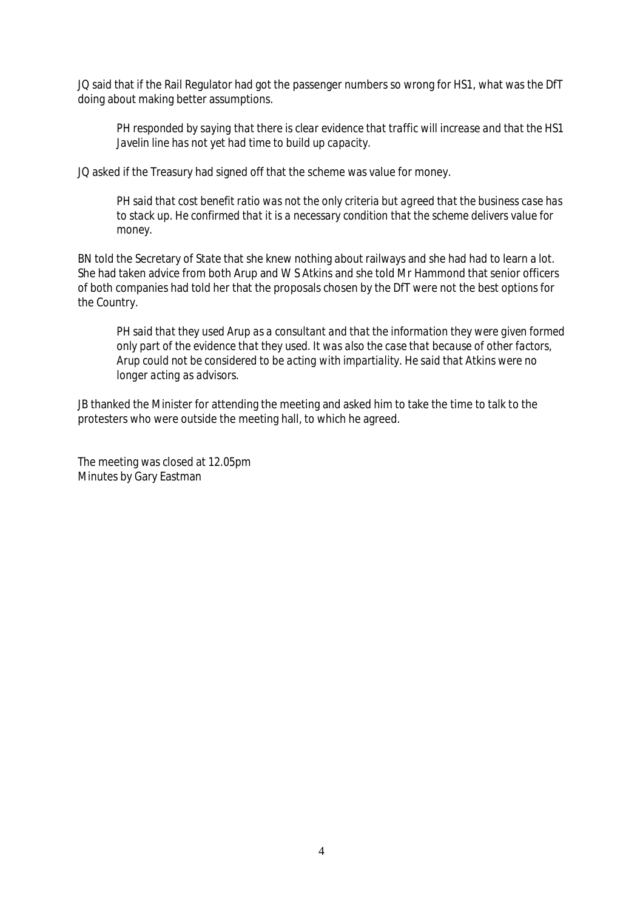JQ said that if the Rail Regulator had got the passenger numbers so wrong for HS1, what was the DfT doing about making better assumptions.

> *PH responded by saying that there is clear evidence that traffic will increase and that the HS1 Javelin line has not yet had time to build up capacity.*

JQ asked if the Treasury had signed off that the scheme was value for money.

> *PH said that cost benefit ratio was not the only criteria but agreed that the business case has to stack up. He confirmed that it is a necessary condition that the scheme delivers value for money.*

BN told the Secretary of State that she knew nothing about railways and she had had to learn a lot. She had taken advice from both Arup and W S Atkins and she told Mr Hammond that senior officers of both companies had told her that the proposals chosen by the DfT were not the best options for the Country.

> *PH said that they used Arup as a consultant and that the information they were given formed only part of the evidence that they used. It was also the case that because of other factors, Arup could not be considered to be acting with impartiality. He said that Atkins were no longer acting as advisors.*

JB thanked the Minister for attending the meeting and asked him to take the time to talk to the protesters who were outside the meeting hall, to which he agreed.

The meeting was closed at 12.05pm
Minutes by Gary Eastman